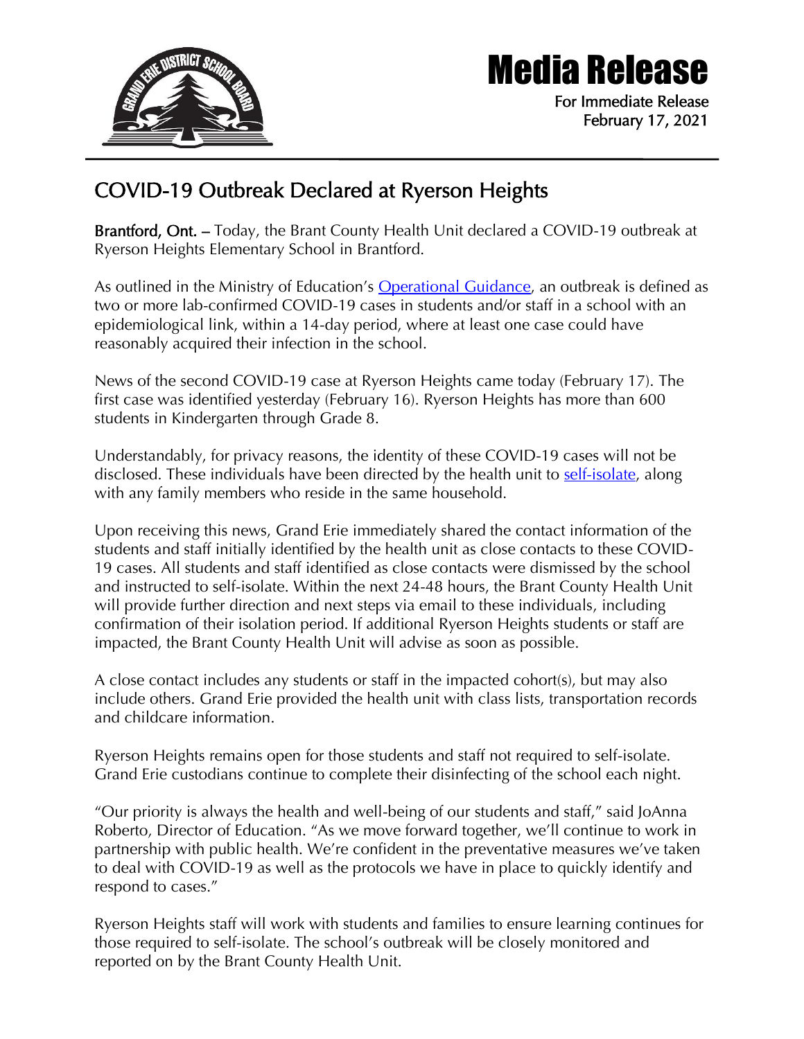# Media Release

For Immediate Release
February 17, 2021

## COVID-19 Outbreak Declared at Ryerson Heights

**Brantford, Ont. –** Today, the Brant County Health Unit declared a COVID-19 outbreak at Ryerson Heights Elementary School in Brantford.

As outlined in the Ministry of Education's Operational Guidance, an outbreak is defined as two or more lab-confirmed COVID-19 cases in students and/or staff in a school with an epidemiological link, within a 14-day period, where at least one case could have reasonably acquired their infection in the school.

News of the second COVID-19 case at Ryerson Heights came today (February 17). The first case was identified yesterday (February 16). Ryerson Heights has more than 600 students in Kindergarten through Grade 8.

Understandably, for privacy reasons, the identity of these COVID-19 cases will not be disclosed. These individuals have been directed by the health unit to self-isolate, along with any family members who reside in the same household.

Upon receiving this news, Grand Erie immediately shared the contact information of the students and staff initially identified by the health unit as close contacts to these COVID-19 cases. All students and staff identified as close contacts were dismissed by the school and instructed to self-isolate. Within the next 24-48 hours, the Brant County Health Unit will provide further direction and next steps via email to these individuals, including confirmation of their isolation period. If additional Ryerson Heights students or staff are impacted, the Brant County Health Unit will advise as soon as possible.

A close contact includes any students or staff in the impacted cohort(s), but may also include others. Grand Erie provided the health unit with class lists, transportation records and childcare information.

Ryerson Heights remains open for those students and staff not required to self-isolate. Grand Erie custodians continue to complete their disinfecting of the school each night.

"Our priority is always the health and well-being of our students and staff," said JoAnna Roberto, Director of Education. "As we move forward together, we'll continue to work in partnership with public health. We're confident in the preventative measures we've taken to deal with COVID-19 as well as the protocols we have in place to quickly identify and respond to cases."

Ryerson Heights staff will work with students and families to ensure learning continues for those required to self-isolate. The school's outbreak will be closely monitored and reported on by the Brant County Health Unit.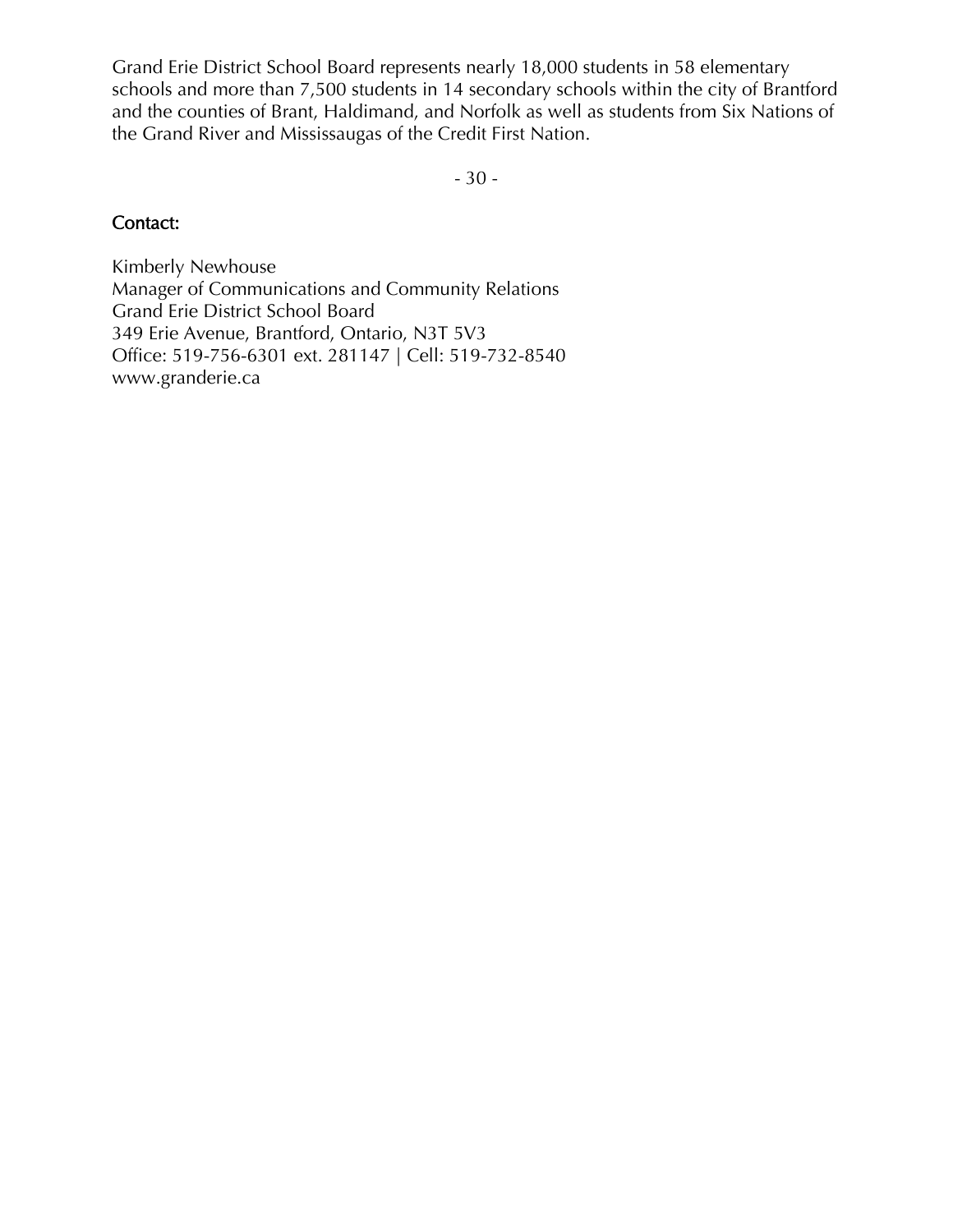Grand Erie District School Board represents nearly 18,000 students in 58 elementary schools and more than 7,500 students in 14 secondary schools within the city of Brantford and the counties of Brant, Haldimand, and Norfolk as well as students from Six Nations of the Grand River and Mississaugas of the Credit First Nation.

- 30 -

**Contact:**

Kimberly Newhouse
Manager of Communications and Community Relations
Grand Erie District School Board
349 Erie Avenue, Brantford, Ontario, N3T 5V3
Office: 519-756-6301 ext. 281147 | Cell: 519-732-8540
www.granderie.ca